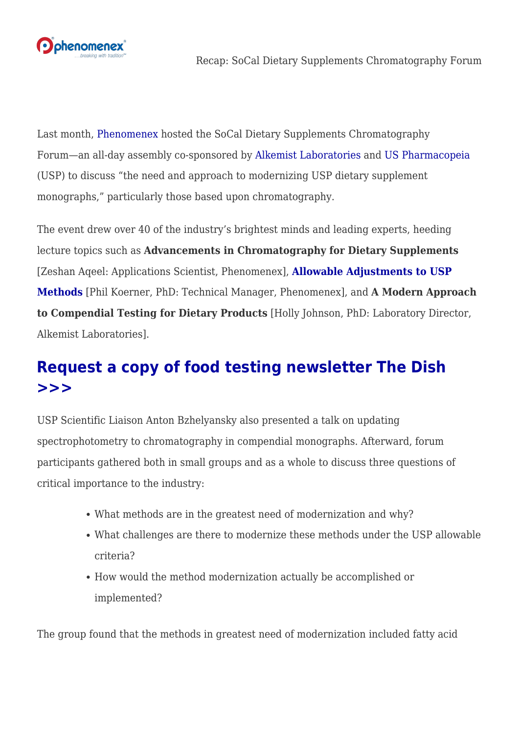Last month, Phenomenex hosted the SoCal Dietary Supplements Chromatography Forum—an all-day assembly co-sponsored by Alkemist Laboratories and US Pharmacopeia (USP) to discuss "the need and approach to modernizing USP dietary supplement monographs," particularly those based upon chromatography.

The event drew over 40 of the industry's brightest minds and leading experts, heeding lecture topics such as **Advancements in Chromatography for Dietary Supplements** [Zeshan Aqeel: Applications Scientist, Phenomenex], **Allowable Adjustments to USP Methods** [Phil Koerner, PhD: Technical Manager, Phenomenex], and **A Modern Approach to Compendial Testing for Dietary Products** [Holly Johnson, PhD: Laboratory Director, Alkemist Laboratories].

## Request a copy of food testing newsletter The Dish >>>

USP Scientific Liaison Anton Bzhelyansky also presented a talk on updating spectrophotometry to chromatography in compendial monographs. Afterward, forum participants gathered both in small groups and as a whole to discuss three questions of critical importance to the industry:

- What methods are in the greatest need of modernization and why?
- What challenges are there to modernize these methods under the USP allowable criteria?
- How would the method modernization actually be accomplished or implemented?

The group found that the methods in greatest need of modernization included fatty acid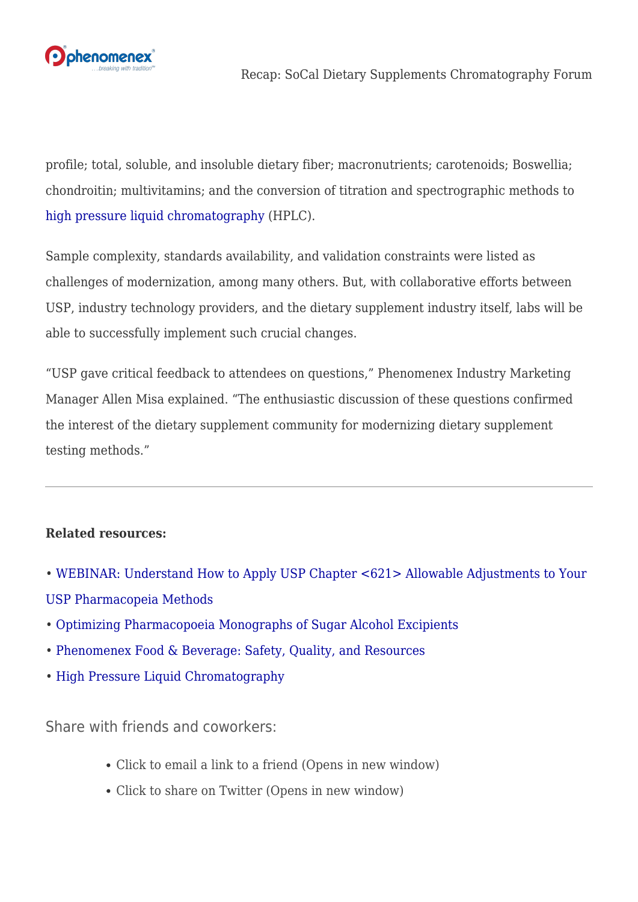profile; total, soluble, and insoluble dietary fiber; macronutrients; carotenoids; Boswellia; chondroitin; multivitamins; and the conversion of titration and spectrographic methods to high pressure liquid chromatography (HPLC).

Sample complexity, standards availability, and validation constraints were listed as challenges of modernization, among many others. But, with collaborative efforts between USP, industry technology providers, and the dietary supplement industry itself, labs will be able to successfully implement such crucial changes.

"USP gave critical feedback to attendees on questions," Phenomenex Industry Marketing Manager Allen Misa explained. "The enthusiastic discussion of these questions confirmed the interest of the dietary supplement community for modernizing dietary supplement testing methods."

---

**Related resources:**

- WEBINAR: Understand How to Apply USP Chapter <621> Allowable Adjustments to Your USP Pharmacopeia Methods
- Optimizing Pharmacopoeia Monographs of Sugar Alcohol Excipients
- Phenomenex Food & Beverage: Safety, Quality, and Resources
- High Pressure Liquid Chromatography

Share with friends and coworkers:

- Click to email a link to a friend (Opens in new window)
- Click to share on Twitter (Opens in new window)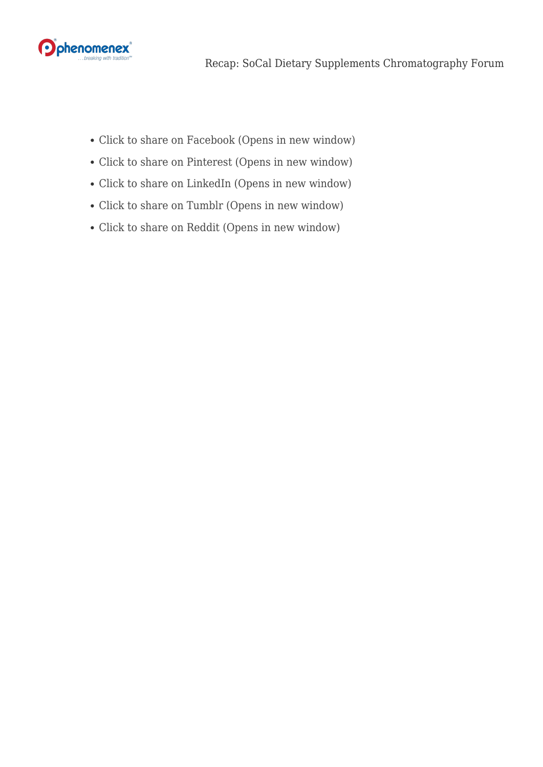- Click to share on Facebook (Opens in new window)
- Click to share on Pinterest (Opens in new window)
- Click to share on LinkedIn (Opens in new window)
- Click to share on Tumblr (Opens in new window)
- Click to share on Reddit (Opens in new window)